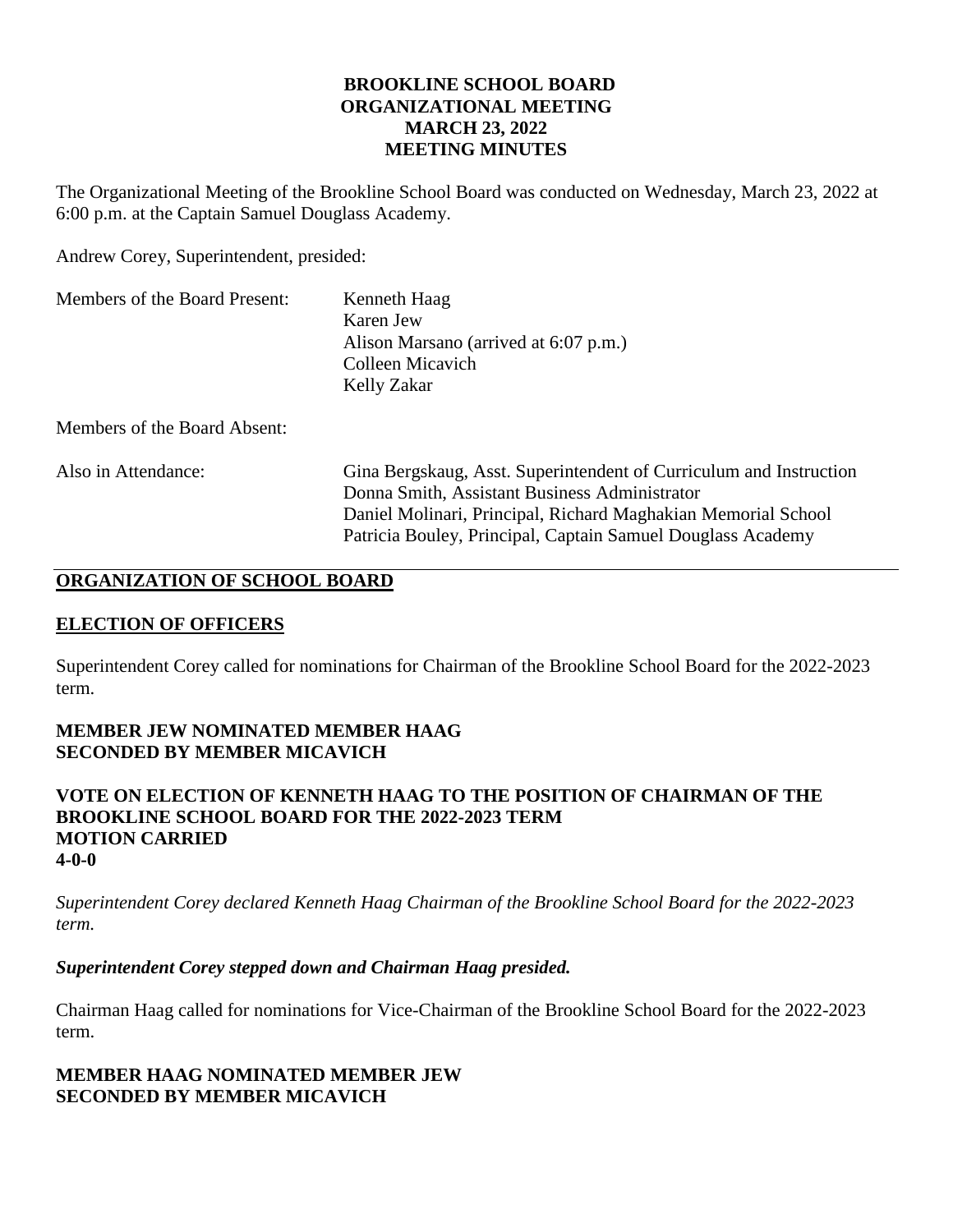# BROOKLINE SCHOOL BOARD
## ORGANIZATIONAL MEETING
## MARCH 23, 2022
## MEETING MINUTES

The Organizational Meeting of the Brookline School Board was conducted on Wednesday, March 23, 2022 at 6:00 p.m. at the Captain Samuel Douglass Academy.

Andrew Corey, Superintendent, presided:

| | |
|---|---|
| Members of the Board Present: | Kenneth Haag<br>Karen Jew<br>Alison Marsano (arrived at 6:07 p.m.)<br>Colleen Micavich<br>Kelly Zakar |
| Members of the Board Absent: | |
| Also in Attendance: | Gina Bergskaug, Asst. Superintendent of Curriculum and Instruction<br>Donna Smith, Assistant Business Administrator<br>Daniel Molinari, Principal, Richard Maghakian Memorial School<br>Patricia Bouley, Principal, Captain Samuel Douglass Academy |

## ORGANIZATION OF SCHOOL BOARD

## ELECTION OF OFFICERS

Superintendent Corey called for nominations for Chairman of the Brookline School Board for the 2022-2023 term.

**MEMBER JEW NOMINATED MEMBER HAAG**
**SECONDED BY MEMBER MICAVICH**

**VOTE ON ELECTION OF KENNETH HAAG TO THE POSITION OF CHAIRMAN OF THE BROOKLINE SCHOOL BOARD FOR THE 2022-2023 TERM**
**MOTION CARRIED**
**4-0-0**

*Superintendent Corey declared Kenneth Haag Chairman of the Brookline School Board for the 2022-2023 term.*

***Superintendent Corey stepped down and Chairman Haag presided.***

Chairman Haag called for nominations for Vice-Chairman of the Brookline School Board for the 2022-2023 term.

**MEMBER HAAG NOMINATED MEMBER JEW**
**SECONDED BY MEMBER MICAVICH**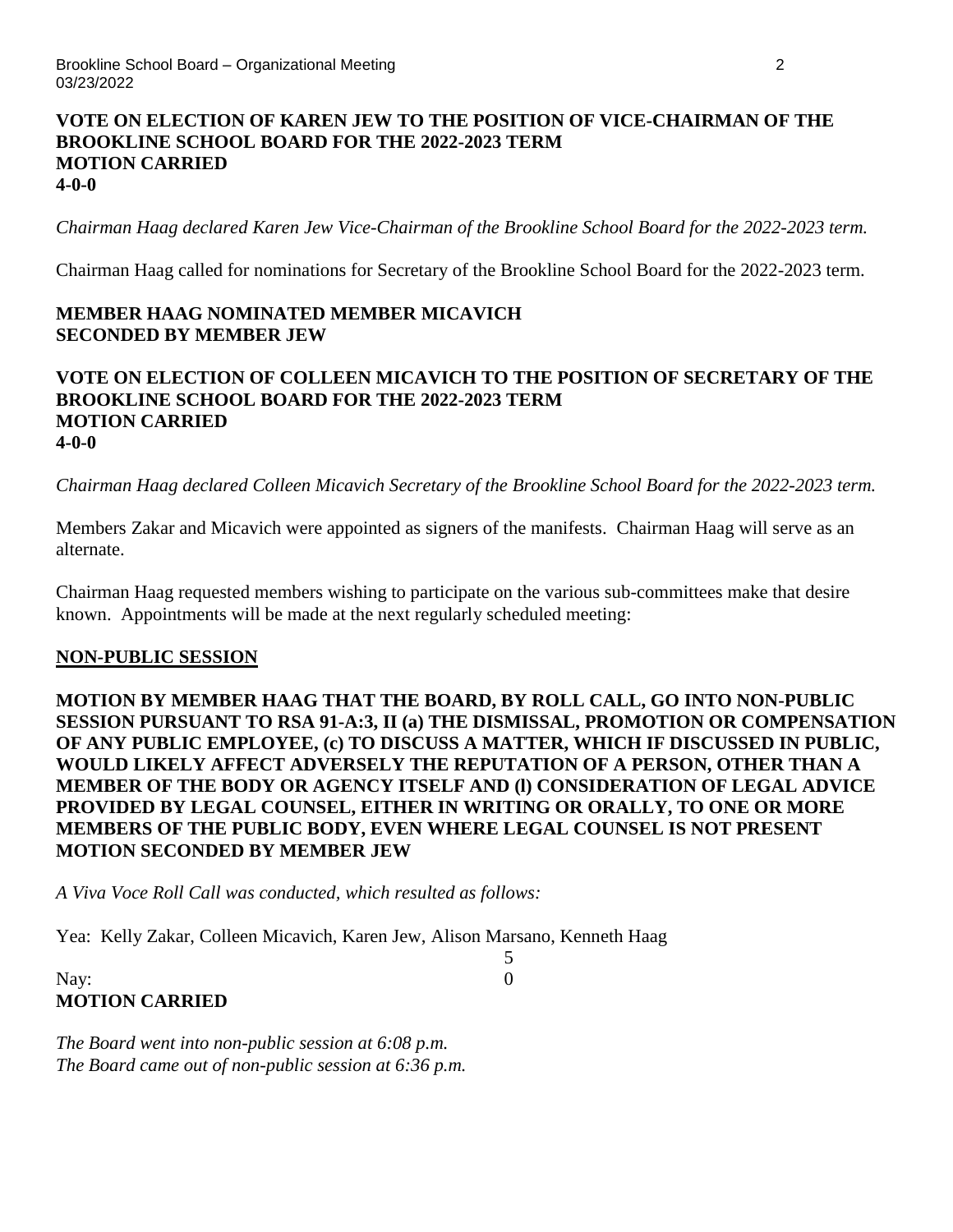**VOTE ON ELECTION OF KAREN JEW TO THE POSITION OF VICE-CHAIRMAN OF THE BROOKLINE SCHOOL BOARD FOR THE 2022-2023 TERM**
**MOTION CARRIED**
**4-0-0**

*Chairman Haag declared Karen Jew Vice-Chairman of the Brookline School Board for the 2022-2023 term.*

Chairman Haag called for nominations for Secretary of the Brookline School Board for the 2022-2023 term.

**MEMBER HAAG NOMINATED MEMBER MICAVICH**
**SECONDED BY MEMBER JEW**

**VOTE ON ELECTION OF COLLEEN MICAVICH TO THE POSITION OF SECRETARY OF THE BROOKLINE SCHOOL BOARD FOR THE 2022-2023 TERM**
**MOTION CARRIED**
**4-0-0**

*Chairman Haag declared Colleen Micavich Secretary of the Brookline School Board for the 2022-2023 term.*

Members Zakar and Micavich were appointed as signers of the manifests. Chairman Haag will serve as an alternate.

Chairman Haag requested members wishing to participate on the various sub-committees make that desire known. Appointments will be made at the next regularly scheduled meeting:

**NON-PUBLIC SESSION**

**MOTION BY MEMBER HAAG THAT THE BOARD, BY ROLL CALL, GO INTO NON-PUBLIC SESSION PURSUANT TO RSA 91-A:3, II (a) THE DISMISSAL, PROMOTION OR COMPENSATION OF ANY PUBLIC EMPLOYEE, (c) TO DISCUSS A MATTER, WHICH IF DISCUSSED IN PUBLIC, WOULD LIKELY AFFECT ADVERSELY THE REPUTATION OF A PERSON, OTHER THAN A MEMBER OF THE BODY OR AGENCY ITSELF AND (l) CONSIDERATION OF LEGAL ADVICE PROVIDED BY LEGAL COUNSEL, EITHER IN WRITING OR ORALLY, TO ONE OR MORE MEMBERS OF THE PUBLIC BODY, EVEN WHERE LEGAL COUNSEL IS NOT PRESENT**
**MOTION SECONDED BY MEMBER JEW**

*A Viva Voce Roll Call was conducted, which resulted as follows:*

Yea: Kelly Zakar, Colleen Micavich, Karen Jew, Alison Marsano, Kenneth Haag 5

Nay: 0

**MOTION CARRIED**

*The Board went into non-public session at 6:08 p.m.*
*The Board came out of non-public session at 6:36 p.m.*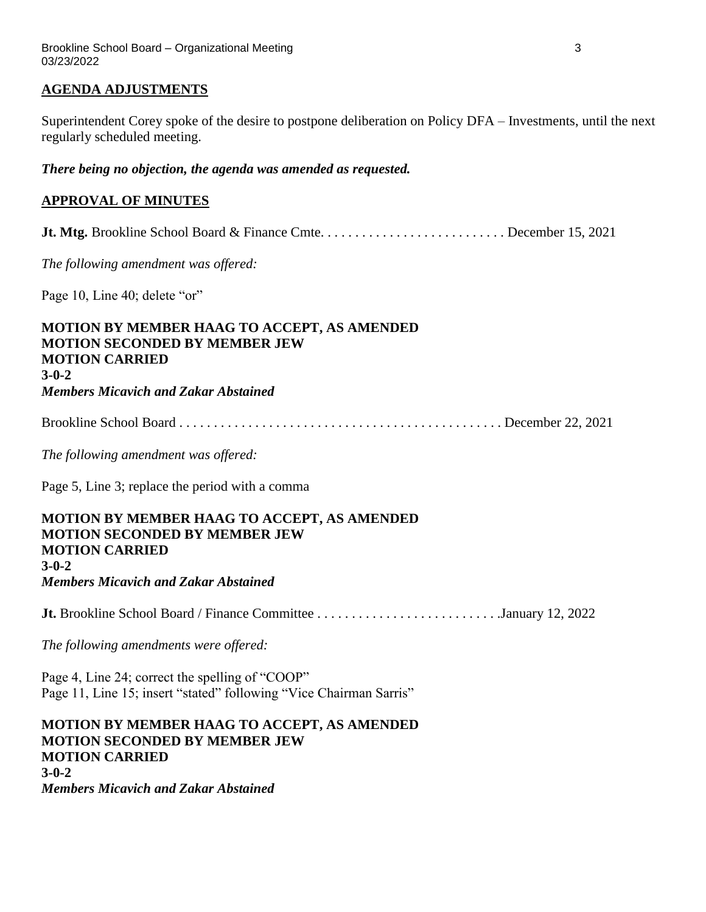## AGENDA ADJUSTMENTS

Superintendent Corey spoke of the desire to postpone deliberation on Policy DFA – Investments, until the next regularly scheduled meeting.

***There being no objection, the agenda was amended as requested.***

## APPROVAL OF MINUTES

**Jt. Mtg.** Brookline School Board & Finance Cmte. . . . . . . . . . . . . . . . . . . . . . . . . . . December 15, 2021

*The following amendment was offered:*

Page 10, Line 40; delete "or"

**MOTION BY MEMBER HAAG TO ACCEPT, AS AMENDED**
**MOTION SECONDED BY MEMBER JEW**
**MOTION CARRIED**
**3-0-2**
***Members Micavich and Zakar Abstained***

Brookline School Board . . . . . . . . . . . . . . . . . . . . . . . . . . . . . . . . . . . . . . . . . . . . . . . December 22, 2021

*The following amendment was offered:*

Page 5, Line 3; replace the period with a comma

**MOTION BY MEMBER HAAG TO ACCEPT, AS AMENDED**
**MOTION SECONDED BY MEMBER JEW**
**MOTION CARRIED**
**3-0-2**
***Members Micavich and Zakar Abstained***

**Jt.** Brookline School Board / Finance Committee . . . . . . . . . . . . . . . . . . . . . . . . . . January 12, 2022

*The following amendments were offered:*

Page 4, Line 24; correct the spelling of "COOP"
Page 11, Line 15; insert "stated" following "Vice Chairman Sarris"

**MOTION BY MEMBER HAAG TO ACCEPT, AS AMENDED**
**MOTION SECONDED BY MEMBER JEW**
**MOTION CARRIED**
**3-0-2**
***Members Micavich and Zakar Abstained***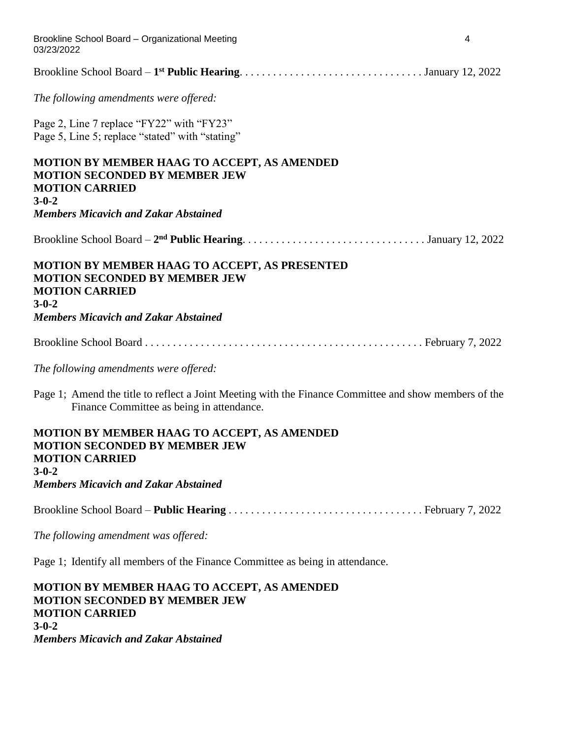Brookline School Board – **1st Public Hearing**. . . . . . . . . . . . . . . . . . . . . . . . . . . . . . . . January 12, 2022

*The following amendments were offered:*

Page 2, Line 7 replace "FY22" with "FY23"
Page 5, Line 5; replace "stated" with "stating"

**MOTION BY MEMBER HAAG TO ACCEPT, AS AMENDED**
**MOTION SECONDED BY MEMBER JEW**
**MOTION CARRIED**
**3-0-2**
***Members Micavich and Zakar Abstained***

Brookline School Board – **2nd Public Hearing**. . . . . . . . . . . . . . . . . . . . . . . . . . . . . . . . January 12, 2022

**MOTION BY MEMBER HAAG TO ACCEPT, AS PRESENTED**
**MOTION SECONDED BY MEMBER JEW**
**MOTION CARRIED**
**3-0-2**
***Members Micavich and Zakar Abstained***

Brookline School Board . . . . . . . . . . . . . . . . . . . . . . . . . . . . . . . . . . . . . . . . . . . . . . . . February 7, 2022

*The following amendments were offered:*

Page 1; Amend the title to reflect a Joint Meeting with the Finance Committee and show members of the Finance Committee as being in attendance.

**MOTION BY MEMBER HAAG TO ACCEPT, AS AMENDED**
**MOTION SECONDED BY MEMBER JEW**
**MOTION CARRIED**
**3-0-2**
***Members Micavich and Zakar Abstained***

Brookline School Board – **Public Hearing** . . . . . . . . . . . . . . . . . . . . . . . . . . . . . . . . . . February 7, 2022

*The following amendment was offered:*

Page 1; Identify all members of the Finance Committee as being in attendance.

**MOTION BY MEMBER HAAG TO ACCEPT, AS AMENDED**
**MOTION SECONDED BY MEMBER JEW**
**MOTION CARRIED**
**3-0-2**
***Members Micavich and Zakar Abstained***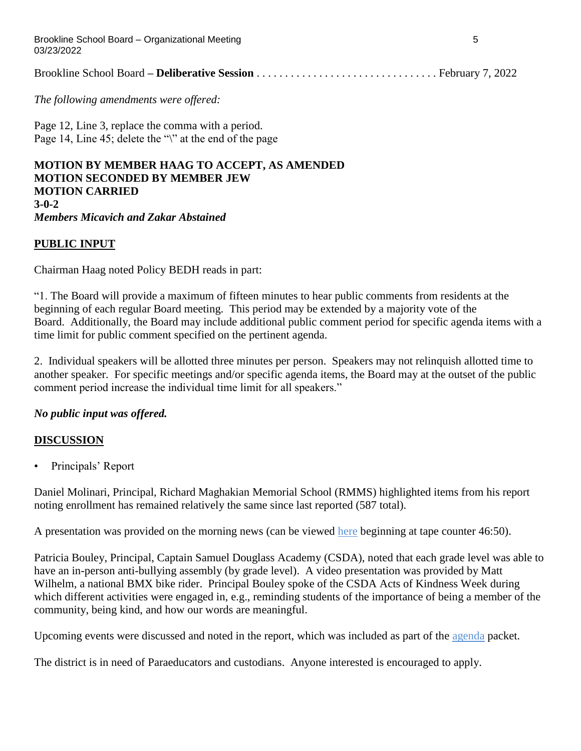Brookline School Board – **Deliberative Session** . . . . . . . . . . . . . . . . . . . . . . . . . . . . . . . . February 7, 2022

*The following amendments were offered:*

Page 12, Line 3, replace the comma with a period.
Page 14, Line 45; delete the "\" at the end of the page

**MOTION BY MEMBER HAAG TO ACCEPT, AS AMENDED**
**MOTION SECONDED BY MEMBER JEW**
**MOTION CARRIED**
**3-0-2**
***Members Micavich and Zakar Abstained***

## PUBLIC INPUT

Chairman Haag noted Policy BEDH reads in part:

"1. The Board will provide a maximum of fifteen minutes to hear public comments from residents at the beginning of each regular Board meeting. This period may be extended by a majority vote of the Board. Additionally, the Board may include additional public comment period for specific agenda items with a time limit for public comment specified on the pertinent agenda.

2. Individual speakers will be allotted three minutes per person. Speakers may not relinquish allotted time to another speaker. For specific meetings and/or specific agenda items, the Board may at the outset of the public comment period increase the individual time limit for all speakers."

***No public input was offered.***

## DISCUSSION

- Principals' Report

Daniel Molinari, Principal, Richard Maghakian Memorial School (RMMS) highlighted items from his report noting enrollment has remained relatively the same since last reported (587 total).

A presentation was provided on the morning news (can be viewed here beginning at tape counter 46:50).

Patricia Bouley, Principal, Captain Samuel Douglass Academy (CSDA), noted that each grade level was able to have an in-person anti-bullying assembly (by grade level). A video presentation was provided by Matt Wilhelm, a national BMX bike rider. Principal Bouley spoke of the CSDA Acts of Kindness Week during which different activities were engaged in, e.g., reminding students of the importance of being a member of the community, being kind, and how our words are meaningful.

Upcoming events were discussed and noted in the report, which was included as part of the agenda packet.

The district is in need of Paraeducators and custodians. Anyone interested is encouraged to apply.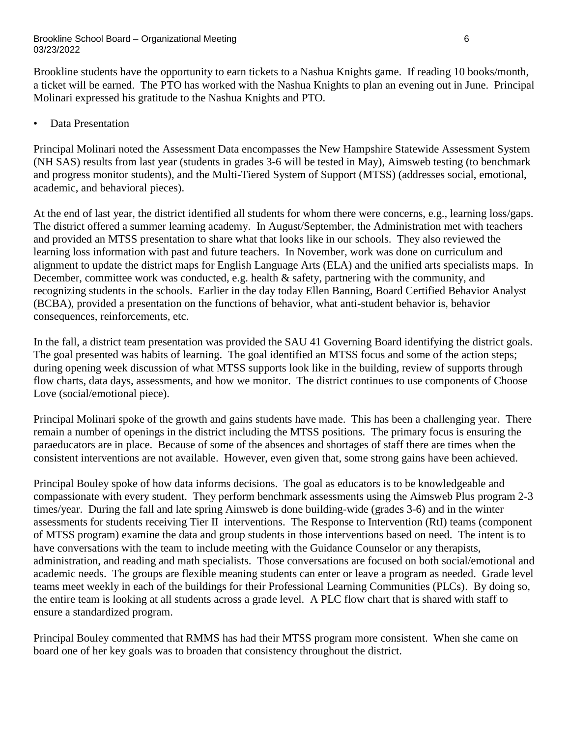Brookline students have the opportunity to earn tickets to a Nashua Knights game. If reading 10 books/month, a ticket will be earned. The PTO has worked with the Nashua Knights to plan an evening out in June. Principal Molinari expressed his gratitude to the Nashua Knights and PTO.

- Data Presentation

Principal Molinari noted the Assessment Data encompasses the New Hampshire Statewide Assessment System (NH SAS) results from last year (students in grades 3-6 will be tested in May), Aimsweb testing (to benchmark and progress monitor students), and the Multi-Tiered System of Support (MTSS) (addresses social, emotional, academic, and behavioral pieces).

At the end of last year, the district identified all students for whom there were concerns, e.g., learning loss/gaps. The district offered a summer learning academy. In August/September, the Administration met with teachers and provided an MTSS presentation to share what that looks like in our schools. They also reviewed the learning loss information with past and future teachers. In November, work was done on curriculum and alignment to update the district maps for English Language Arts (ELA) and the unified arts specialists maps. In December, committee work was conducted, e.g. health & safety, partnering with the community, and recognizing students in the schools. Earlier in the day today Ellen Banning, Board Certified Behavior Analyst (BCBA), provided a presentation on the functions of behavior, what anti-student behavior is, behavior consequences, reinforcements, etc.

In the fall, a district team presentation was provided the SAU 41 Governing Board identifying the district goals. The goal presented was habits of learning. The goal identified an MTSS focus and some of the action steps; during opening week discussion of what MTSS supports look like in the building, review of supports through flow charts, data days, assessments, and how we monitor. The district continues to use components of Choose Love (social/emotional piece).

Principal Molinari spoke of the growth and gains students have made. This has been a challenging year. There remain a number of openings in the district including the MTSS positions. The primary focus is ensuring the paraeducators are in place. Because of some of the absences and shortages of staff there are times when the consistent interventions are not available. However, even given that, some strong gains have been achieved.

Principal Bouley spoke of how data informs decisions. The goal as educators is to be knowledgeable and compassionate with every student. They perform benchmark assessments using the Aimsweb Plus program 2-3 times/year. During the fall and late spring Aimsweb is done building-wide (grades 3-6) and in the winter assessments for students receiving Tier II interventions. The Response to Intervention (RtI) teams (component of MTSS program) examine the data and group students in those interventions based on need. The intent is to have conversations with the team to include meeting with the Guidance Counselor or any therapists, administration, and reading and math specialists. Those conversations are focused on both social/emotional and academic needs. The groups are flexible meaning students can enter or leave a program as needed. Grade level teams meet weekly in each of the buildings for their Professional Learning Communities (PLCs). By doing so, the entire team is looking at all students across a grade level. A PLC flow chart that is shared with staff to ensure a standardized program.

Principal Bouley commented that RMMS has had their MTSS program more consistent. When she came on board one of her key goals was to broaden that consistency throughout the district.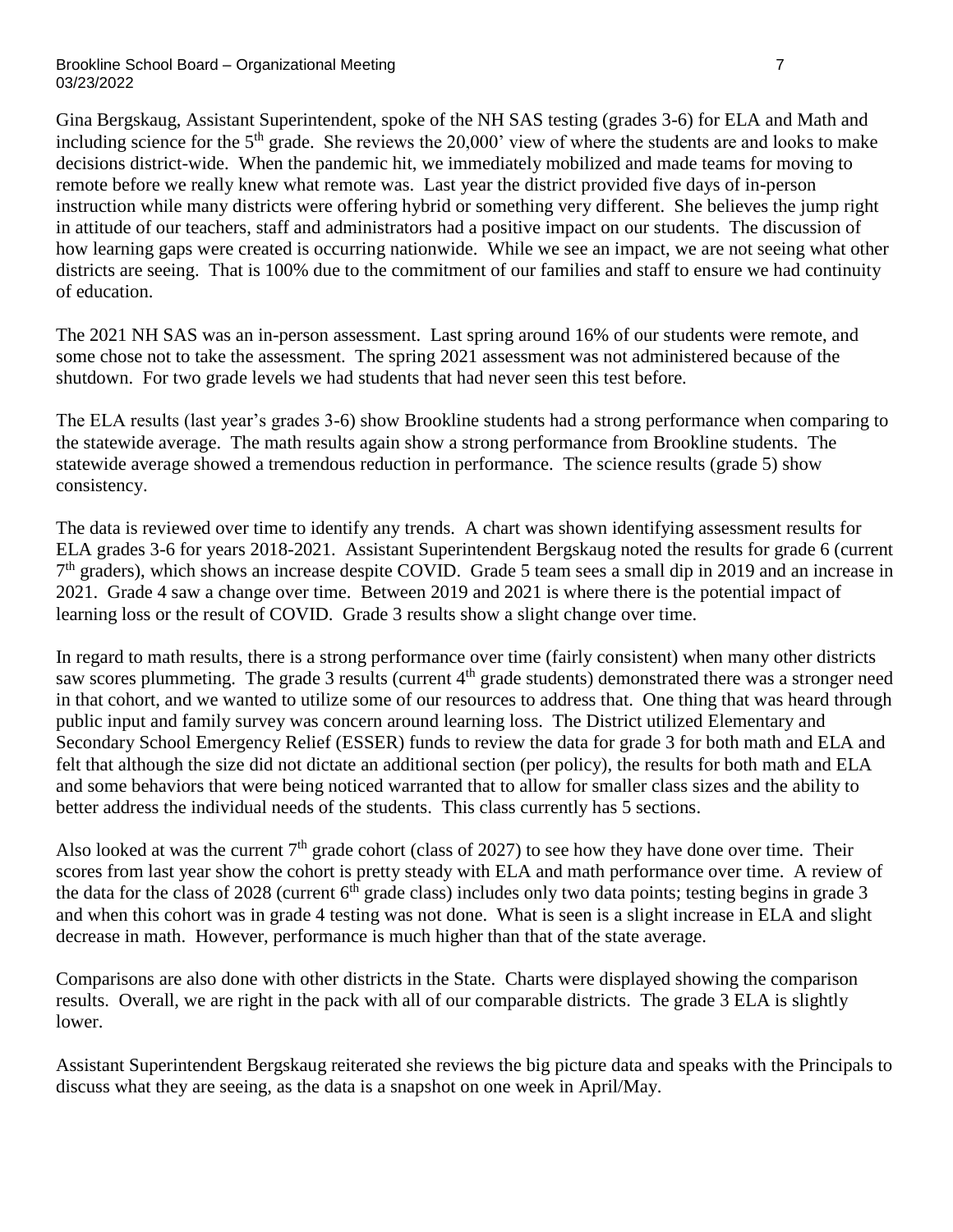Gina Bergskaug, Assistant Superintendent, spoke of the NH SAS testing (grades 3-6) for ELA and Math and including science for the 5th grade. She reviews the 20,000' view of where the students are and looks to make decisions district-wide. When the pandemic hit, we immediately mobilized and made teams for moving to remote before we really knew what remote was. Last year the district provided five days of in-person instruction while many districts were offering hybrid or something very different. She believes the jump right in attitude of our teachers, staff and administrators had a positive impact on our students. The discussion of how learning gaps were created is occurring nationwide. While we see an impact, we are not seeing what other districts are seeing. That is 100% due to the commitment of our families and staff to ensure we had continuity of education.

The 2021 NH SAS was an in-person assessment. Last spring around 16% of our students were remote, and some chose not to take the assessment. The spring 2021 assessment was not administered because of the shutdown. For two grade levels we had students that had never seen this test before.

The ELA results (last year's grades 3-6) show Brookline students had a strong performance when comparing to the statewide average. The math results again show a strong performance from Brookline students. The statewide average showed a tremendous reduction in performance. The science results (grade 5) show consistency.

The data is reviewed over time to identify any trends. A chart was shown identifying assessment results for ELA grades 3-6 for years 2018-2021. Assistant Superintendent Bergskaug noted the results for grade 6 (current 7th graders), which shows an increase despite COVID. Grade 5 team sees a small dip in 2019 and an increase in 2021. Grade 4 saw a change over time. Between 2019 and 2021 is where there is the potential impact of learning loss or the result of COVID. Grade 3 results show a slight change over time.

In regard to math results, there is a strong performance over time (fairly consistent) when many other districts saw scores plummeting. The grade 3 results (current 4th grade students) demonstrated there was a stronger need in that cohort, and we wanted to utilize some of our resources to address that. One thing that was heard through public input and family survey was concern around learning loss. The District utilized Elementary and Secondary School Emergency Relief (ESSER) funds to review the data for grade 3 for both math and ELA and felt that although the size did not dictate an additional section (per policy), the results for both math and ELA and some behaviors that were being noticed warranted that to allow for smaller class sizes and the ability to better address the individual needs of the students. This class currently has 5 sections.

Also looked at was the current 7th grade cohort (class of 2027) to see how they have done over time. Their scores from last year show the cohort is pretty steady with ELA and math performance over time. A review of the data for the class of 2028 (current 6th grade class) includes only two data points; testing begins in grade 3 and when this cohort was in grade 4 testing was not done. What is seen is a slight increase in ELA and slight decrease in math. However, performance is much higher than that of the state average.

Comparisons are also done with other districts in the State. Charts were displayed showing the comparison results. Overall, we are right in the pack with all of our comparable districts. The grade 3 ELA is slightly lower.

Assistant Superintendent Bergskaug reiterated she reviews the big picture data and speaks with the Principals to discuss what they are seeing, as the data is a snapshot on one week in April/May.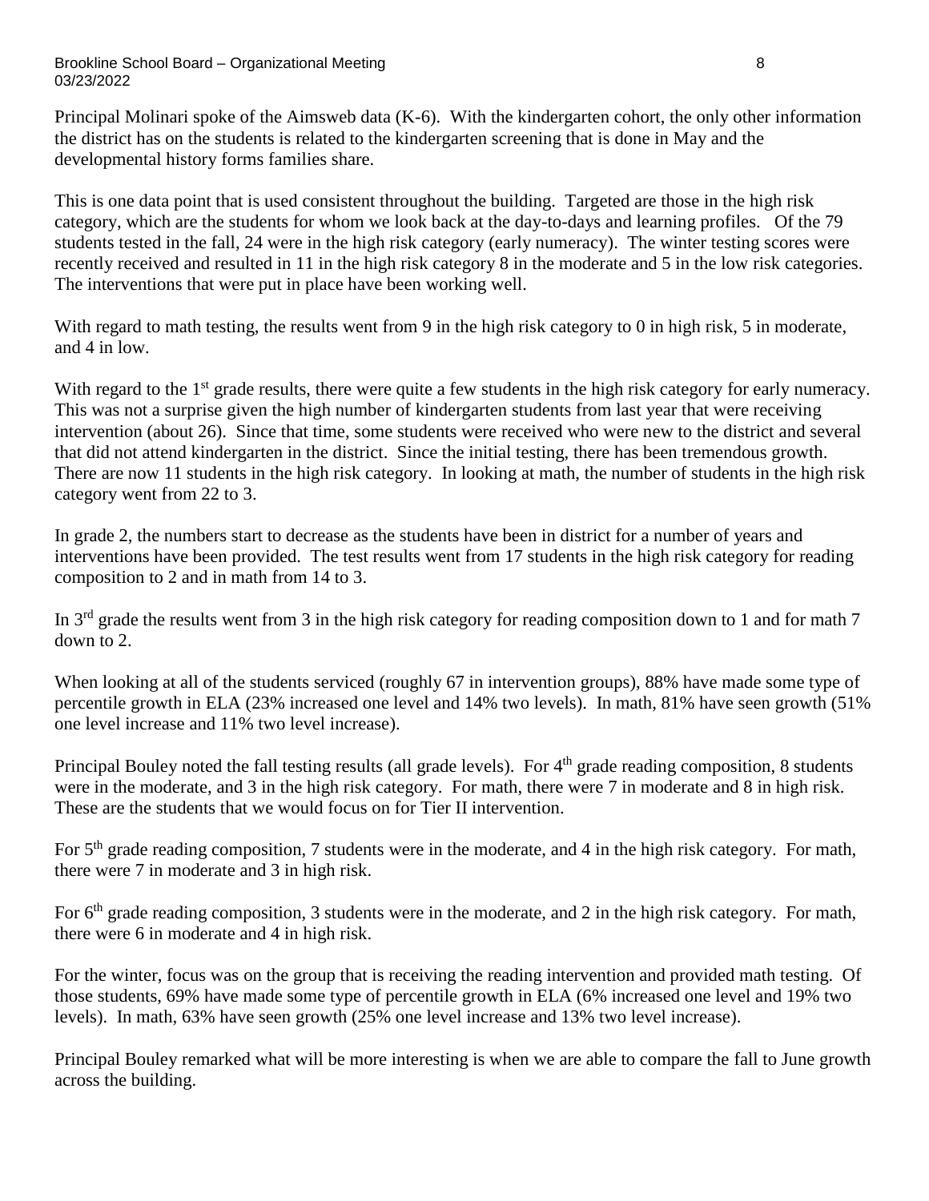Principal Molinari spoke of the Aimsweb data (K-6). With the kindergarten cohort, the only other information the district has on the students is related to the kindergarten screening that is done in May and the developmental history forms families share.

This is one data point that is used consistent throughout the building. Targeted are those in the high risk category, which are the students for whom we look back at the day-to-days and learning profiles. Of the 79 students tested in the fall, 24 were in the high risk category (early numeracy). The winter testing scores were recently received and resulted in 11 in the high risk category 8 in the moderate and 5 in the low risk categories. The interventions that were put in place have been working well.

With regard to math testing, the results went from 9 in the high risk category to 0 in high risk, 5 in moderate, and 4 in low.

With regard to the 1st grade results, there were quite a few students in the high risk category for early numeracy. This was not a surprise given the high number of kindergarten students from last year that were receiving intervention (about 26). Since that time, some students were received who were new to the district and several that did not attend kindergarten in the district. Since the initial testing, there has been tremendous growth. There are now 11 students in the high risk category. In looking at math, the number of students in the high risk category went from 22 to 3.

In grade 2, the numbers start to decrease as the students have been in district for a number of years and interventions have been provided. The test results went from 17 students in the high risk category for reading composition to 2 and in math from 14 to 3.

In 3rd grade the results went from 3 in the high risk category for reading composition down to 1 and for math 7 down to 2.

When looking at all of the students serviced (roughly 67 in intervention groups), 88% have made some type of percentile growth in ELA (23% increased one level and 14% two levels). In math, 81% have seen growth (51% one level increase and 11% two level increase).

Principal Bouley noted the fall testing results (all grade levels). For 4th grade reading composition, 8 students were in the moderate, and 3 in the high risk category. For math, there were 7 in moderate and 8 in high risk. These are the students that we would focus on for Tier II intervention.

For 5th grade reading composition, 7 students were in the moderate, and 4 in the high risk category. For math, there were 7 in moderate and 3 in high risk.

For 6th grade reading composition, 3 students were in the moderate, and 2 in the high risk category. For math, there were 6 in moderate and 4 in high risk.

For the winter, focus was on the group that is receiving the reading intervention and provided math testing. Of those students, 69% have made some type of percentile growth in ELA (6% increased one level and 19% two levels). In math, 63% have seen growth (25% one level increase and 13% two level increase).

Principal Bouley remarked what will be more interesting is when we are able to compare the fall to June growth across the building.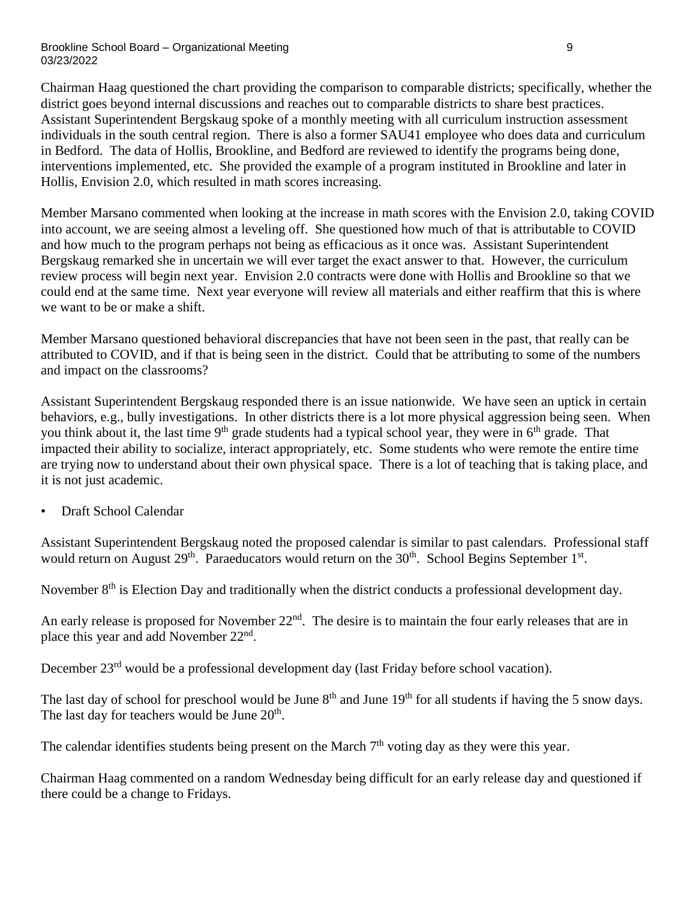Chairman Haag questioned the chart providing the comparison to comparable districts; specifically, whether the district goes beyond internal discussions and reaches out to comparable districts to share best practices. Assistant Superintendent Bergskaug spoke of a monthly meeting with all curriculum instruction assessment individuals in the south central region. There is also a former SAU41 employee who does data and curriculum in Bedford. The data of Hollis, Brookline, and Bedford are reviewed to identify the programs being done, interventions implemented, etc. She provided the example of a program instituted in Brookline and later in Hollis, Envision 2.0, which resulted in math scores increasing.

Member Marsano commented when looking at the increase in math scores with the Envision 2.0, taking COVID into account, we are seeing almost a leveling off. She questioned how much of that is attributable to COVID and how much to the program perhaps not being as efficacious as it once was. Assistant Superintendent Bergskaug remarked she in uncertain we will ever target the exact answer to that. However, the curriculum review process will begin next year. Envision 2.0 contracts were done with Hollis and Brookline so that we could end at the same time. Next year everyone will review all materials and either reaffirm that this is where we want to be or make a shift.

Member Marsano questioned behavioral discrepancies that have not been seen in the past, that really can be attributed to COVID, and if that is being seen in the district. Could that be attributing to some of the numbers and impact on the classrooms?

Assistant Superintendent Bergskaug responded there is an issue nationwide. We have seen an uptick in certain behaviors, e.g., bully investigations. In other districts there is a lot more physical aggression being seen. When you think about it, the last time 9th grade students had a typical school year, they were in 6th grade. That impacted their ability to socialize, interact appropriately, etc. Some students who were remote the entire time are trying now to understand about their own physical space. There is a lot of teaching that is taking place, and it is not just academic.

- Draft School Calendar

Assistant Superintendent Bergskaug noted the proposed calendar is similar to past calendars. Professional staff would return on August 29th. Paraeducators would return on the 30th. School Begins September 1st.

November 8th is Election Day and traditionally when the district conducts a professional development day.

An early release is proposed for November 22nd. The desire is to maintain the four early releases that are in place this year and add November 22nd.

December 23rd would be a professional development day (last Friday before school vacation).

The last day of school for preschool would be June 8th and June 19th for all students if having the 5 snow days. The last day for teachers would be June 20th.

The calendar identifies students being present on the March 7th voting day as they were this year.

Chairman Haag commented on a random Wednesday being difficult for an early release day and questioned if there could be a change to Fridays.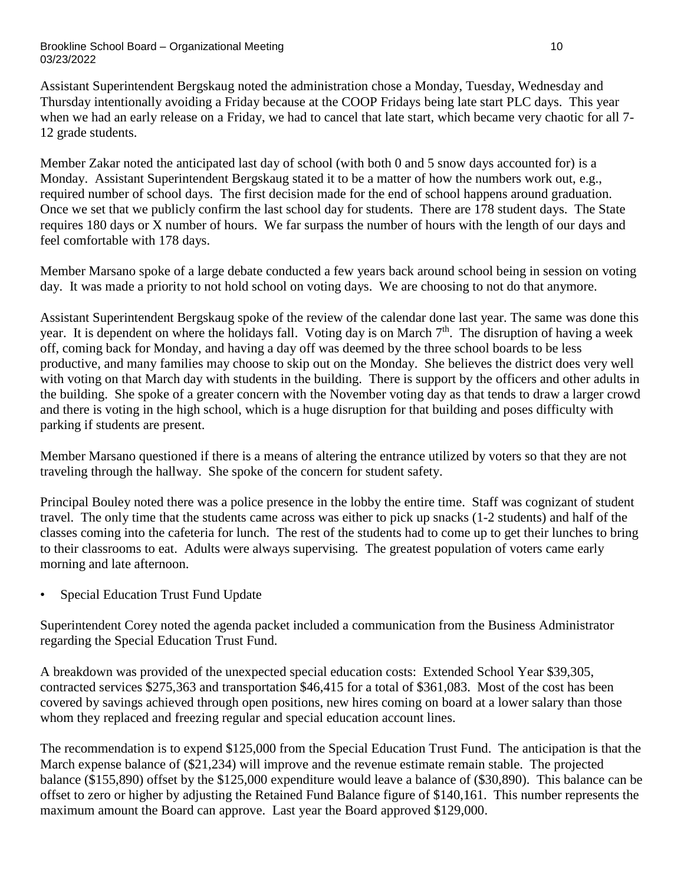Assistant Superintendent Bergskaug noted the administration chose a Monday, Tuesday, Wednesday and Thursday intentionally avoiding a Friday because at the COOP Fridays being late start PLC days. This year when we had an early release on a Friday, we had to cancel that late start, which became very chaotic for all 7-12 grade students.

Member Zakar noted the anticipated last day of school (with both 0 and 5 snow days accounted for) is a Monday. Assistant Superintendent Bergskaug stated it to be a matter of how the numbers work out, e.g., required number of school days. The first decision made for the end of school happens around graduation. Once we set that we publicly confirm the last school day for students. There are 178 student days. The State requires 180 days or X number of hours. We far surpass the number of hours with the length of our days and feel comfortable with 178 days.

Member Marsano spoke of a large debate conducted a few years back around school being in session on voting day. It was made a priority to not hold school on voting days. We are choosing to not do that anymore.

Assistant Superintendent Bergskaug spoke of the review of the calendar done last year. The same was done this year. It is dependent on where the holidays fall. Voting day is on March 7th. The disruption of having a week off, coming back for Monday, and having a day off was deemed by the three school boards to be less productive, and many families may choose to skip out on the Monday. She believes the district does very well with voting on that March day with students in the building. There is support by the officers and other adults in the building. She spoke of a greater concern with the November voting day as that tends to draw a larger crowd and there is voting in the high school, which is a huge disruption for that building and poses difficulty with parking if students are present.

Member Marsano questioned if there is a means of altering the entrance utilized by voters so that they are not traveling through the hallway. She spoke of the concern for student safety.

Principal Bouley noted there was a police presence in the lobby the entire time. Staff was cognizant of student travel. The only time that the students came across was either to pick up snacks (1-2 students) and half of the classes coming into the cafeteria for lunch. The rest of the students had to come up to get their lunches to bring to their classrooms to eat. Adults were always supervising. The greatest population of voters came early morning and late afternoon.

- Special Education Trust Fund Update

Superintendent Corey noted the agenda packet included a communication from the Business Administrator regarding the Special Education Trust Fund.

A breakdown was provided of the unexpected special education costs: Extended School Year $39,305, contracted services $275,363 and transportation $46,415 for a total of $361,083. Most of the cost has been covered by savings achieved through open positions, new hires coming on board at a lower salary than those whom they replaced and freezing regular and special education account lines.

The recommendation is to expend $125,000 from the Special Education Trust Fund. The anticipation is that the March expense balance of ($21,234) will improve and the revenue estimate remain stable. The projected balance ($155,890) offset by the $125,000 expenditure would leave a balance of ($30,890). This balance can be offset to zero or higher by adjusting the Retained Fund Balance figure of $140,161. This number represents the maximum amount the Board can approve. Last year the Board approved $129,000.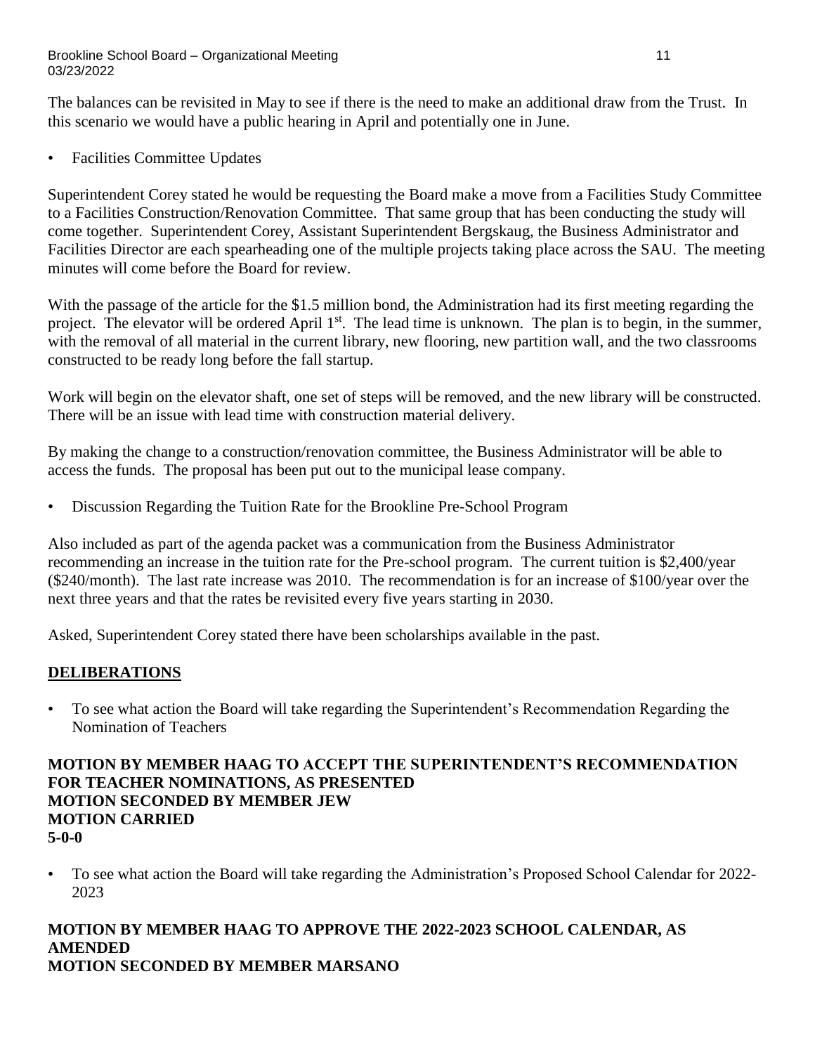The balances can be revisited in May to see if there is the need to make an additional draw from the Trust. In this scenario we would have a public hearing in April and potentially one in June.

- Facilities Committee Updates

Superintendent Corey stated he would be requesting the Board make a move from a Facilities Study Committee to a Facilities Construction/Renovation Committee. That same group that has been conducting the study will come together. Superintendent Corey, Assistant Superintendent Bergskaug, the Business Administrator and Facilities Director are each spearheading one of the multiple projects taking place across the SAU. The meeting minutes will come before the Board for review.

With the passage of the article for the $1.5 million bond, the Administration had its first meeting regarding the project. The elevator will be ordered April 1st. The lead time is unknown. The plan is to begin, in the summer, with the removal of all material in the current library, new flooring, new partition wall, and the two classrooms constructed to be ready long before the fall startup.

Work will begin on the elevator shaft, one set of steps will be removed, and the new library will be constructed. There will be an issue with lead time with construction material delivery.

By making the change to a construction/renovation committee, the Business Administrator will be able to access the funds. The proposal has been put out to the municipal lease company.

- Discussion Regarding the Tuition Rate for the Brookline Pre-School Program

Also included as part of the agenda packet was a communication from the Business Administrator recommending an increase in the tuition rate for the Pre-school program. The current tuition is $2,400/year ($240/month). The last rate increase was 2010. The recommendation is for an increase of $100/year over the next three years and that the rates be revisited every five years starting in 2030.

Asked, Superintendent Corey stated there have been scholarships available in the past.

## DELIBERATIONS

- To see what action the Board will take regarding the Superintendent's Recommendation Regarding the Nomination of Teachers

**MOTION BY MEMBER HAAG TO ACCEPT THE SUPERINTENDENT'S RECOMMENDATION FOR TEACHER NOMINATIONS, AS PRESENTED**
**MOTION SECONDED BY MEMBER JEW**
**MOTION CARRIED**
**5-0-0**

- To see what action the Board will take regarding the Administration's Proposed School Calendar for 2022-2023

**MOTION BY MEMBER HAAG TO APPROVE THE 2022-2023 SCHOOL CALENDAR, AS AMENDED**
**MOTION SECONDED BY MEMBER MARSANO**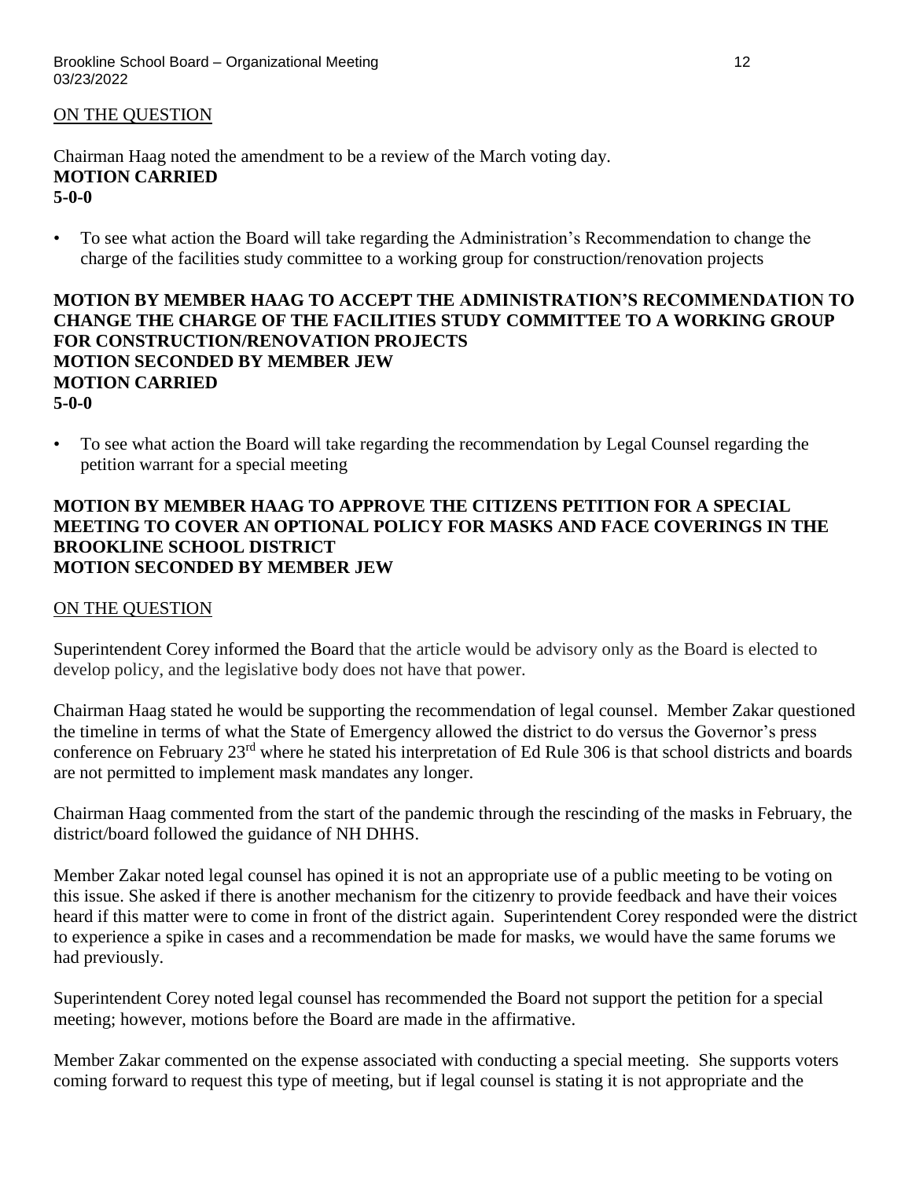ON THE QUESTION

Chairman Haag noted the amendment to be a review of the March voting day.

**MOTION CARRIED**
**5-0-0**

- To see what action the Board will take regarding the Administration's Recommendation to change the charge of the facilities study committee to a working group for construction/renovation projects

**MOTION BY MEMBER HAAG TO ACCEPT THE ADMINISTRATION'S RECOMMENDATION TO CHANGE THE CHARGE OF THE FACILITIES STUDY COMMITTEE TO A WORKING GROUP FOR CONSTRUCTION/RENOVATION PROJECTS**
**MOTION SECONDED BY MEMBER JEW**
**MOTION CARRIED**
**5-0-0**

- To see what action the Board will take regarding the recommendation by Legal Counsel regarding the petition warrant for a special meeting

**MOTION BY MEMBER HAAG TO APPROVE THE CITIZENS PETITION FOR A SPECIAL MEETING TO COVER AN OPTIONAL POLICY FOR MASKS AND FACE COVERINGS IN THE BROOKLINE SCHOOL DISTRICT**
**MOTION SECONDED BY MEMBER JEW**

ON THE QUESTION

Superintendent Corey informed the Board that the article would be advisory only as the Board is elected to develop policy, and the legislative body does not have that power.

Chairman Haag stated he would be supporting the recommendation of legal counsel. Member Zakar questioned the timeline in terms of what the State of Emergency allowed the district to do versus the Governor's press conference on February 23rd where he stated his interpretation of Ed Rule 306 is that school districts and boards are not permitted to implement mask mandates any longer.

Chairman Haag commented from the start of the pandemic through the rescinding of the masks in February, the district/board followed the guidance of NH DHHS.

Member Zakar noted legal counsel has opined it is not an appropriate use of a public meeting to be voting on this issue. She asked if there is another mechanism for the citizenry to provide feedback and have their voices heard if this matter were to come in front of the district again. Superintendent Corey responded were the district to experience a spike in cases and a recommendation be made for masks, we would have the same forums we had previously.

Superintendent Corey noted legal counsel has recommended the Board not support the petition for a special meeting; however, motions before the Board are made in the affirmative.

Member Zakar commented on the expense associated with conducting a special meeting. She supports voters coming forward to request this type of meeting, but if legal counsel is stating it is not appropriate and the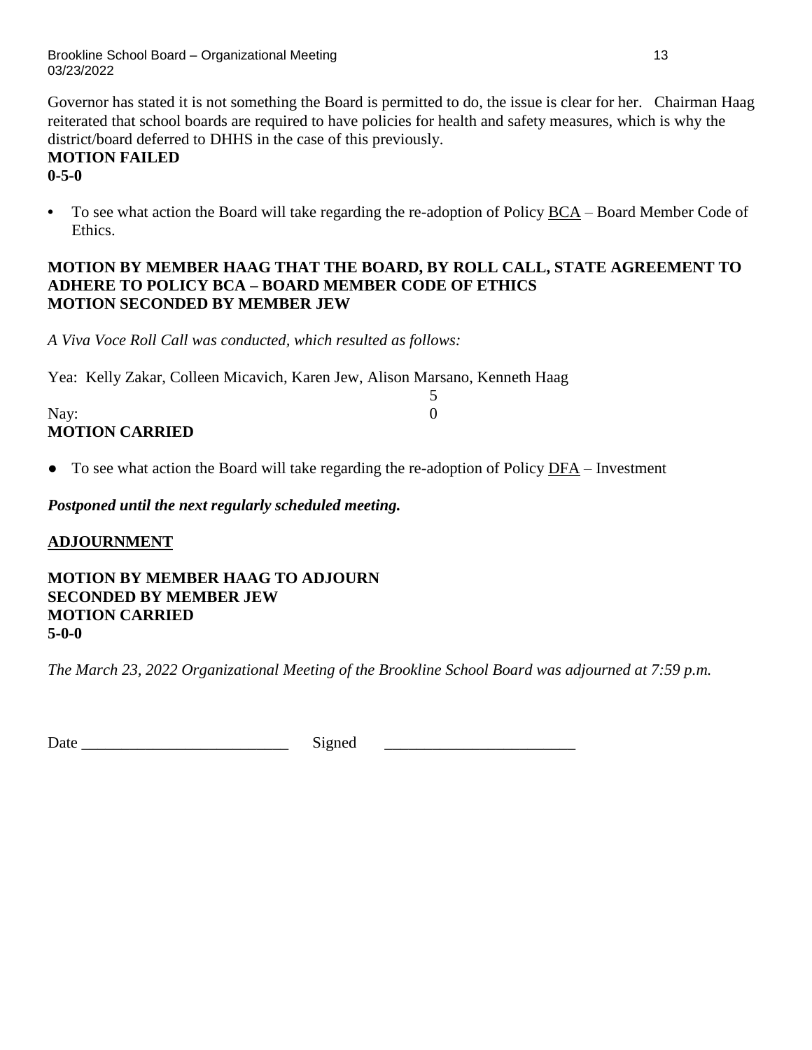Governor has stated it is not something the Board is permitted to do, the issue is clear for her. Chairman Haag reiterated that school boards are required to have policies for health and safety measures, which is why the district/board deferred to DHHS in the case of this previously.

**MOTION FAILED**
**0-5-0**

- To see what action the Board will take regarding the re-adoption of Policy BCA – Board Member Code of Ethics.

**MOTION BY MEMBER HAAG THAT THE BOARD, BY ROLL CALL, STATE AGREEMENT TO ADHERE TO POLICY BCA – BOARD MEMBER CODE OF ETHICS**
**MOTION SECONDED BY MEMBER JEW**

*A Viva Voce Roll Call was conducted, which resulted as follows:*

Yea: Kelly Zakar, Colleen Micavich, Karen Jew, Alison Marsano, Kenneth Haag
5
Nay: 0

**MOTION CARRIED**

- To see what action the Board will take regarding the re-adoption of Policy DFA – Investment

***Postponed until the next regularly scheduled meeting.***

**ADJOURNMENT**

**MOTION BY MEMBER HAAG TO ADJOURN**
**SECONDED BY MEMBER JEW**
**MOTION CARRIED**
**5-0-0**

*The March 23, 2022 Organizational Meeting of the Brookline School Board was adjourned at 7:59 p.m.*

Date _________________________ Signed _______________________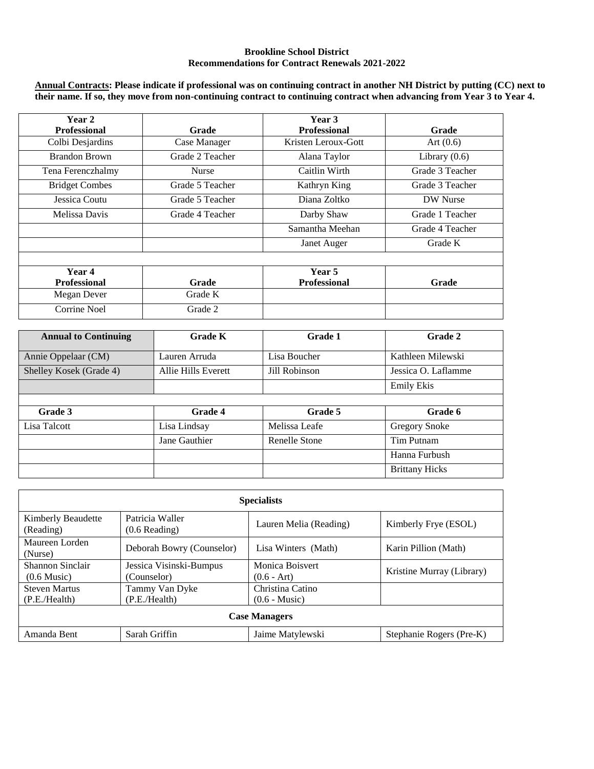**Brookline School District**
**Recommendations for Contract Renewals 2021-2022**

**Annual Contracts: Please indicate if professional was on continuing contract in another NH District by putting (CC) next to their name. If so, they move from non-continuing contract to continuing contract when advancing from Year 3 to Year 4.**

| Year 2 Professional | Grade | Year 3 Professional | Grade |
|---|---|---|---|
| Colbi Desjardins | Case Manager | Kristen Leroux-Gott | Art (0.6) |
| Brandon Brown | Grade 2 Teacher | Alana Taylor | Library (0.6) |
| Tena Ferenczhalmy | Nurse | Caitlin Wirth | Grade 3 Teacher |
| Bridget Combes | Grade 5 Teacher | Kathryn King | Grade 3 Teacher |
| Jessica Coutu | Grade 5 Teacher | Diana Zoltko | DW Nurse |
| Melissa Davis | Grade 4 Teacher | Darby Shaw | Grade 1 Teacher |
| | | Samantha Meehan | Grade 4 Teacher |
| | | Janet Auger | Grade K |
| | | | |
| **Year 4 Professional** | **Grade** | **Year 5 Professional** | **Grade** |
| Megan Dever | Grade K | | |
| Corrine Noel | Grade 2 | | |

| Annual to Continuing | Grade K | Grade 1 | Grade 2 |
|---|---|---|---|
| Annie Oppelaar (CM) | Lauren Arruda | Lisa Boucher | Kathleen Milewski |
| Shelley Kosek (Grade 4) | Allie Hills Everett | Jill Robinson | Jessica O. Laflamme |
| | | | Emily Ekis |
| | | | |
| **Grade 3** | **Grade 4** | **Grade 5** | **Grade 6** |
| Lisa Talcott | Lisa Lindsay | Melissa Leafe | Gregory Snoke |
| | Jane Gauthier | Renelle Stone | Tim Putnam |
| | | | Hanna Furbush |
| | | | Brittany Hicks |

| Specialists | | | |
|---|---|---|---|
| Kimberly Beaudette (Reading) | Patricia Waller (0.6 Reading) | Lauren Melia (Reading) | Kimberly Frye (ESOL) |
| Maureen Lorden (Nurse) | Deborah Bowry (Counselor) | Lisa Winters (Math) | Karin Pillion (Math) |
| Shannon Sinclair (0.6 Music) | Jessica Visinski-Bumpus (Counselor) | Monica Boisvert (0.6 - Art) | Kristine Murray (Library) |
| Steven Martus (P.E./Health) | Tammy Van Dyke (P.E./Health) | Christina Catino (0.6 - Music) | |
| **Case Managers** | | | |
| Amanda Bent | Sarah Griffin | Jaime Matylewski | Stephanie Rogers (Pre-K) |